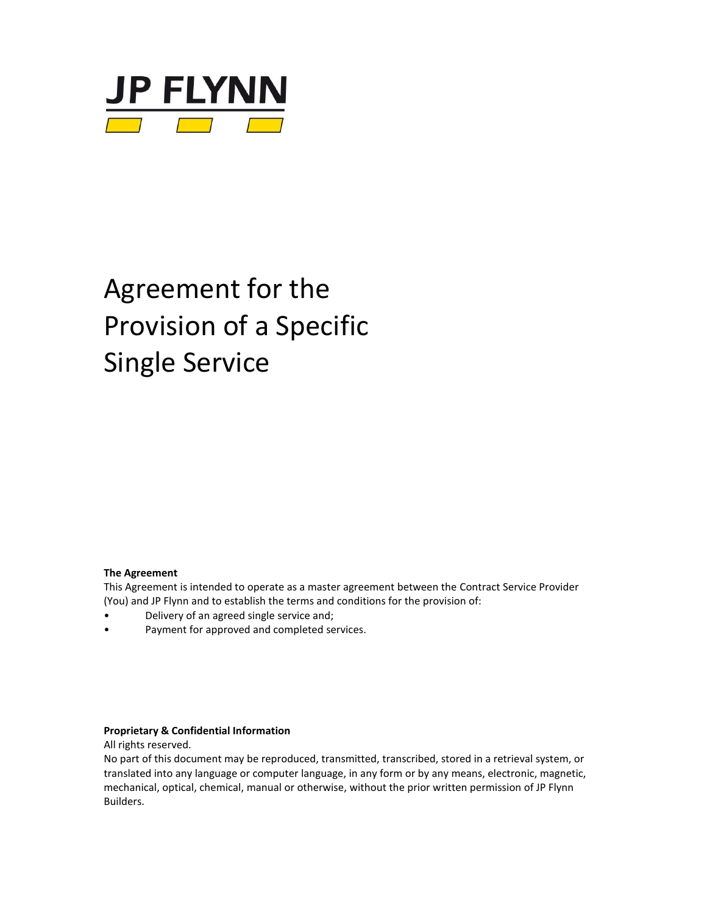JP FLYNN

# Agreement for the Provision of a Specific Single Service

**The Agreement**

This Agreement is intended to operate as a master agreement between the Contract Service Provider (You) and JP Flynn and to establish the terms and conditions for the provision of:

- Delivery of an agreed single service and;
- Payment for approved and completed services.

**Proprietary & Confidential Information**

All rights reserved.

No part of this document may be reproduced, transmitted, transcribed, stored in a retrieval system, or translated into any language or computer language, in any form or by any means, electronic, magnetic, mechanical, optical, chemical, manual or otherwise, without the prior written permission of JP Flynn Builders.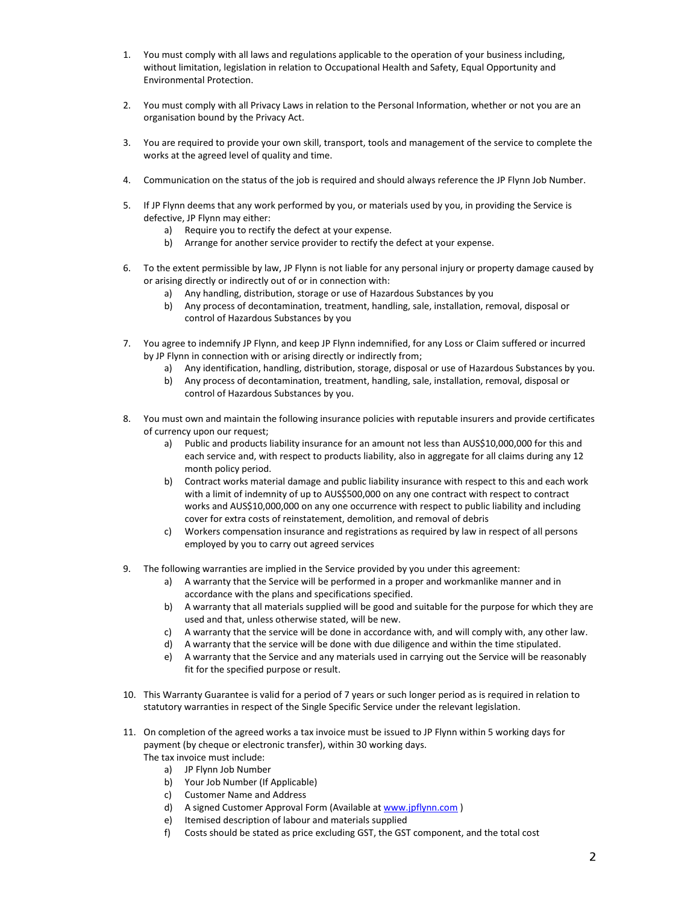1. You must comply with all laws and regulations applicable to the operation of your business including, without limitation, legislation in relation to Occupational Health and Safety, Equal Opportunity and Environmental Protection.

2. You must comply with all Privacy Laws in relation to the Personal Information, whether or not you are an organisation bound by the Privacy Act.

3. You are required to provide your own skill, transport, tools and management of the service to complete the works at the agreed level of quality and time.

4. Communication on the status of the job is required and should always reference the JP Flynn Job Number.

5. If JP Flynn deems that any work performed by you, or materials used by you, in providing the Service is defective, JP Flynn may either:
   a) Require you to rectify the defect at your expense.
   b) Arrange for another service provider to rectify the defect at your expense.

6. To the extent permissible by law, JP Flynn is not liable for any personal injury or property damage caused by or arising directly or indirectly out of or in connection with:
   a) Any handling, distribution, storage or use of Hazardous Substances by you
   b) Any process of decontamination, treatment, handling, sale, installation, removal, disposal or control of Hazardous Substances by you

7. You agree to indemnify JP Flynn, and keep JP Flynn indemnified, for any Loss or Claim suffered or incurred by JP Flynn in connection with or arising directly or indirectly from;
   a) Any identification, handling, distribution, storage, disposal or use of Hazardous Substances by you.
   b) Any process of decontamination, treatment, handling, sale, installation, removal, disposal or control of Hazardous Substances by you.

8. You must own and maintain the following insurance policies with reputable insurers and provide certificates of currency upon our request;
   a) Public and products liability insurance for an amount not less than AUS$10,000,000 for this and each service and, with respect to products liability, also in aggregate for all claims during any 12 month policy period.
   b) Contract works material damage and public liability insurance with respect to this and each work with a limit of indemnity of up to AUS$500,000 on any one contract with respect to contract works and AUS$10,000,000 on any one occurrence with respect to public liability and including cover for extra costs of reinstatement, demolition, and removal of debris
   c) Workers compensation insurance and registrations as required by law in respect of all persons employed by you to carry out agreed services

9. The following warranties are implied in the Service provided by you under this agreement:
   a) A warranty that the Service will be performed in a proper and workmanlike manner and in accordance with the plans and specifications specified.
   b) A warranty that all materials supplied will be good and suitable for the purpose for which they are used and that, unless otherwise stated, will be new.
   c) A warranty that the service will be done in accordance with, and will comply with, any other law.
   d) A warranty that the service will be done with due diligence and within the time stipulated.
   e) A warranty that the Service and any materials used in carrying out the Service will be reasonably fit for the specified purpose or result.

10. This Warranty Guarantee is valid for a period of 7 years or such longer period as is required in relation to statutory warranties in respect of the Single Specific Service under the relevant legislation.

11. On completion of the agreed works a tax invoice must be issued to JP Flynn within 5 working days for payment (by cheque or electronic transfer), within 30 working days.
    The tax invoice must include:
    a) JP Flynn Job Number
    b) Your Job Number (If Applicable)
    c) Customer Name and Address
    d) A signed Customer Approval Form (Available at [www.jpflynn.com](http://www.jpflynn.com) )
    e) Itemised description of labour and materials supplied
    f) Costs should be stated as price excluding GST, the GST component, and the total cost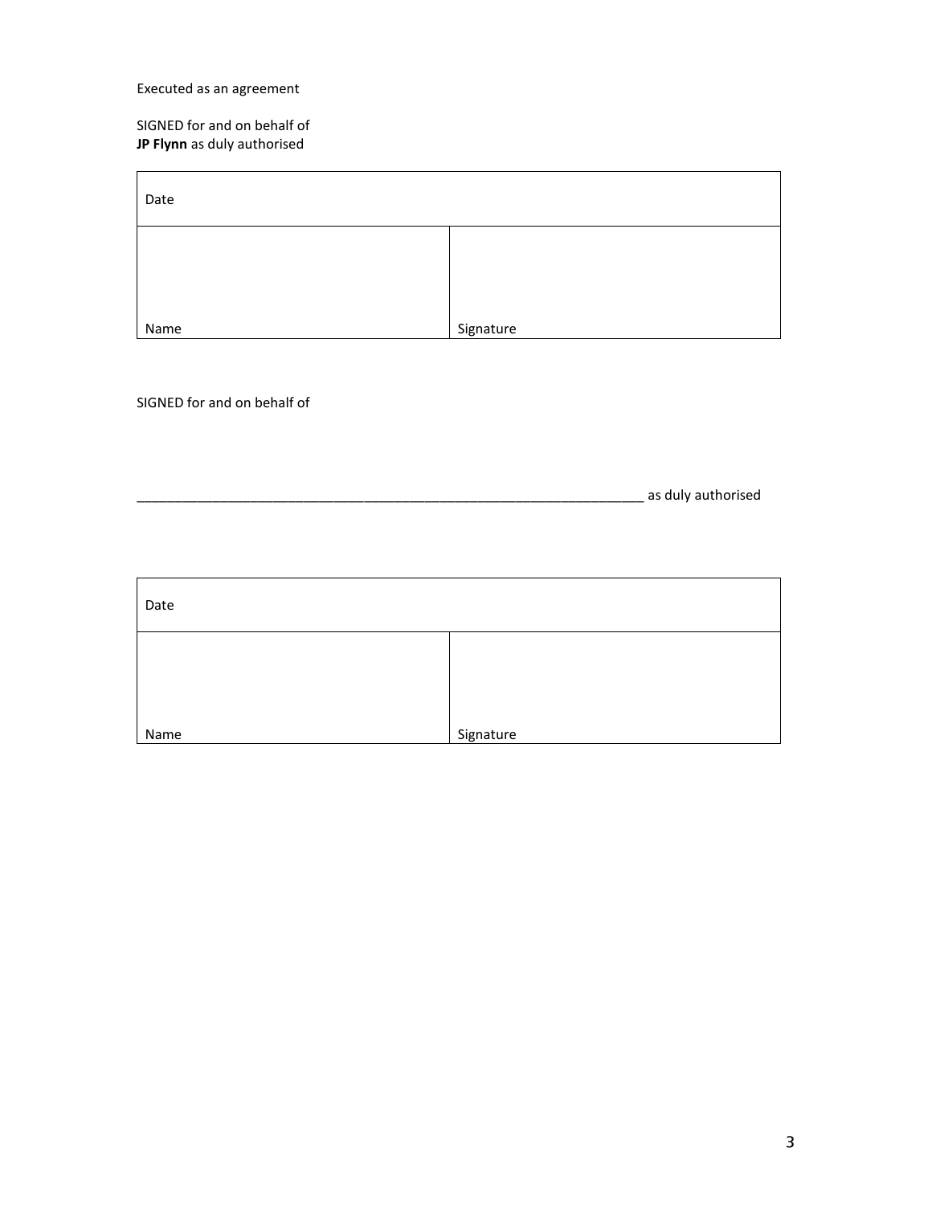Executed as an agreement

SIGNED for and on behalf of
**JP Flynn** as duly authorised

| Date | |
|---|---|
| Name | Signature |

SIGNED for and on behalf of

_________________________________________________________________ as duly authorised

| Date | |
|---|---|
| Name | Signature |